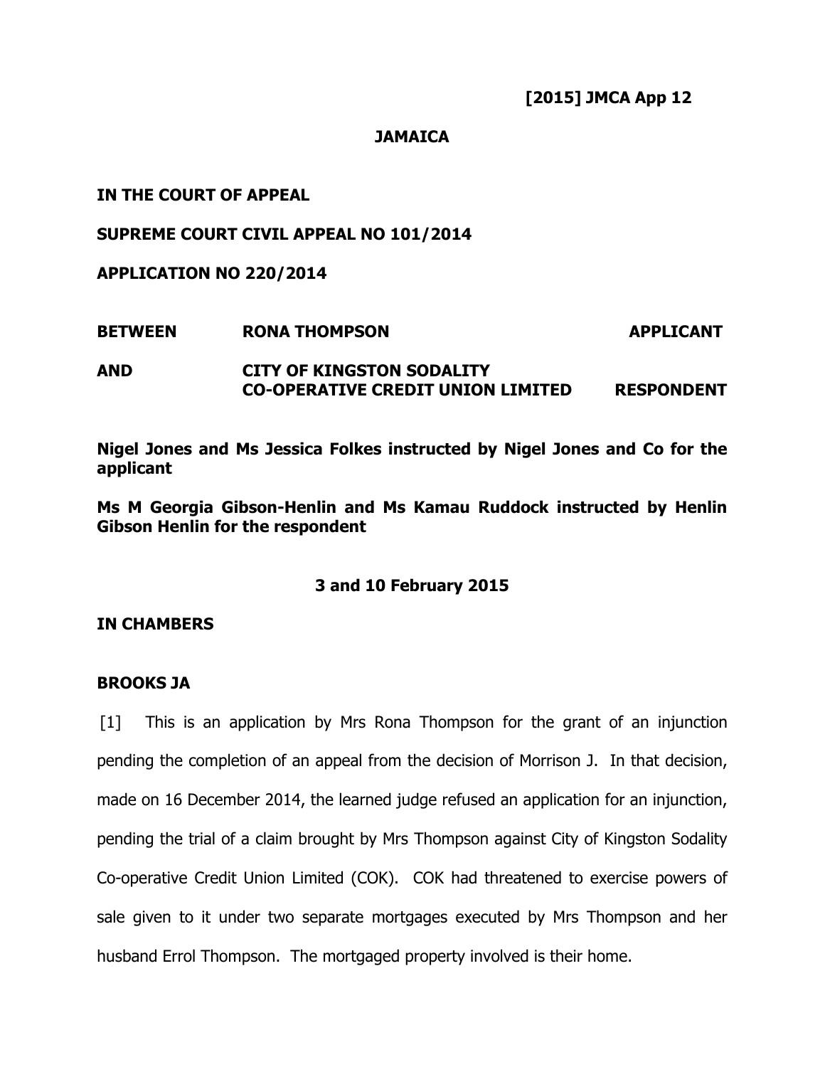**[2015] JMCA App 12**

**JAMAICA**

**IN THE COURT OF APPEAL**

**SUPREME COURT CIVIL APPEAL NO 101/2014**

**APPLICATION NO 220/2014**

| | | |
|---|---|---|
| **BETWEEN** | **RONA THOMPSON** | **APPLICANT** |
| **AND** | **CITY OF KINGSTON SODALITY CO-OPERATIVE CREDIT UNION LIMITED** | **RESPONDENT** |

**Nigel Jones and Ms Jessica Folkes instructed by Nigel Jones and Co for the applicant**

**Ms M Georgia Gibson-Henlin and Ms Kamau Ruddock instructed by Henlin Gibson Henlin for the respondent**

**3 and 10 February 2015**

**IN CHAMBERS**

**BROOKS JA**

[1] This is an application by Mrs Rona Thompson for the grant of an injunction pending the completion of an appeal from the decision of Morrison J. In that decision, made on 16 December 2014, the learned judge refused an application for an injunction, pending the trial of a claim brought by Mrs Thompson against City of Kingston Sodality Co-operative Credit Union Limited (COK). COK had threatened to exercise powers of sale given to it under two separate mortgages executed by Mrs Thompson and her husband Errol Thompson. The mortgaged property involved is their home.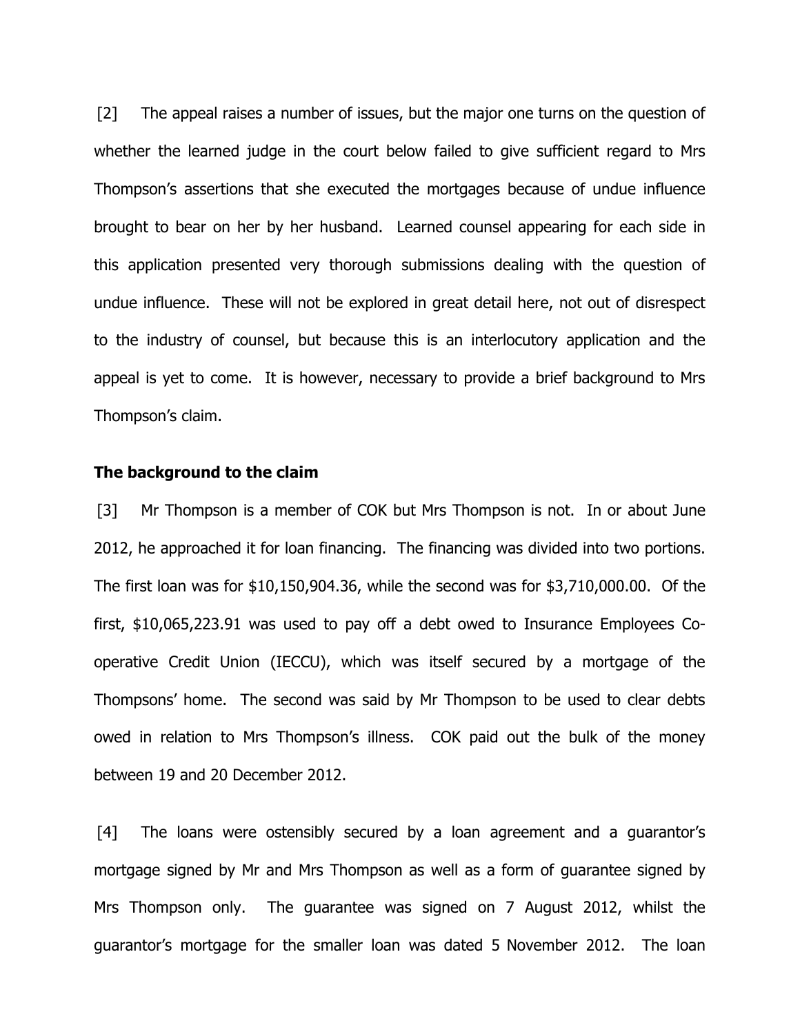[2] The appeal raises a number of issues, but the major one turns on the question of whether the learned judge in the court below failed to give sufficient regard to Mrs Thompson's assertions that she executed the mortgages because of undue influence brought to bear on her by her husband. Learned counsel appearing for each side in this application presented very thorough submissions dealing with the question of undue influence. These will not be explored in great detail here, not out of disrespect to the industry of counsel, but because this is an interlocutory application and the appeal is yet to come. It is however, necessary to provide a brief background to Mrs Thompson's claim.

**The background to the claim**

[3] Mr Thompson is a member of COK but Mrs Thompson is not. In or about June 2012, he approached it for loan financing. The financing was divided into two portions. The first loan was for $10,150,904.36, while the second was for $3,710,000.00. Of the first, $10,065,223.91 was used to pay off a debt owed to Insurance Employees Co-operative Credit Union (IECCU), which was itself secured by a mortgage of the Thompsons' home. The second was said by Mr Thompson to be used to clear debts owed in relation to Mrs Thompson's illness. COK paid out the bulk of the money between 19 and 20 December 2012.

[4] The loans were ostensibly secured by a loan agreement and a guarantor's mortgage signed by Mr and Mrs Thompson as well as a form of guarantee signed by Mrs Thompson only. The guarantee was signed on 7 August 2012, whilst the guarantor's mortgage for the smaller loan was dated 5 November 2012. The loan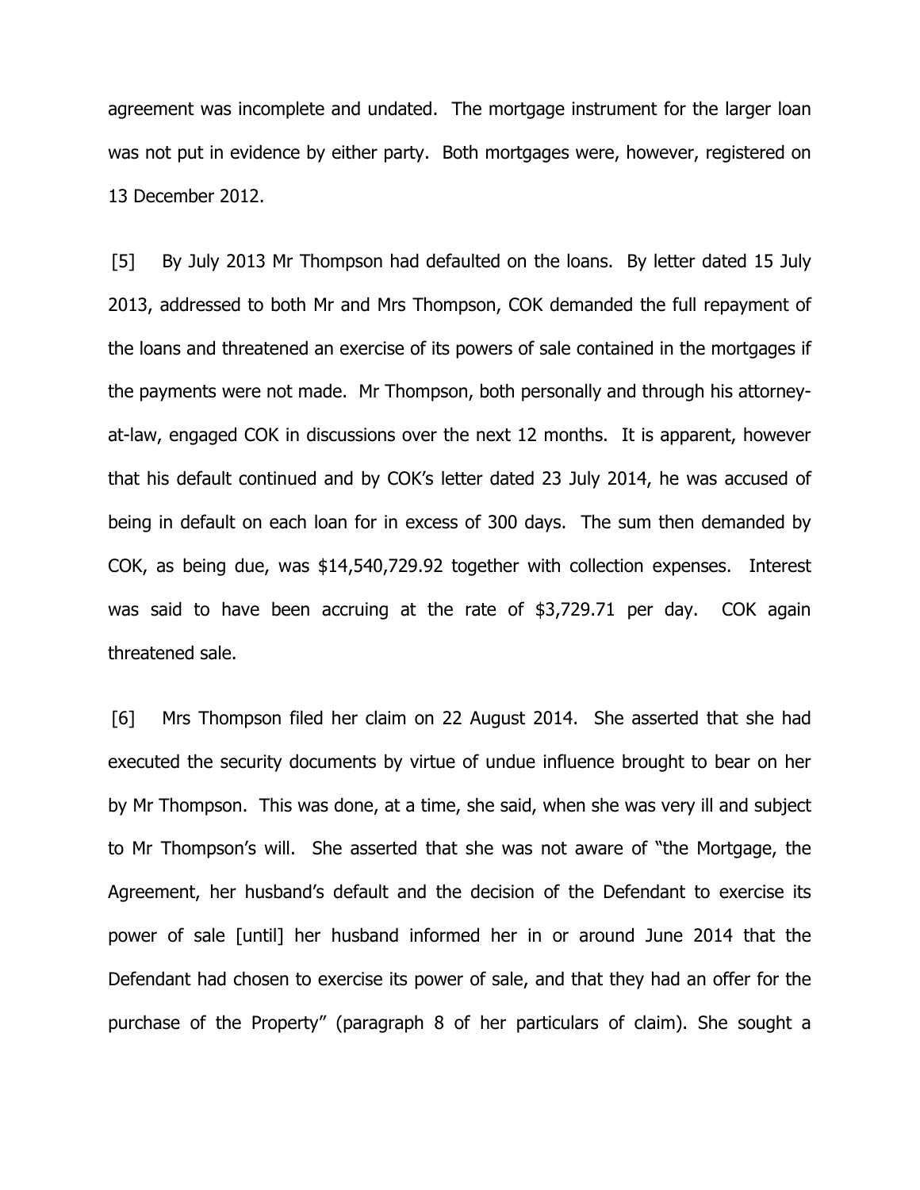agreement was incomplete and undated. The mortgage instrument for the larger loan was not put in evidence by either party. Both mortgages were, however, registered on 13 December 2012.

[5] By July 2013 Mr Thompson had defaulted on the loans. By letter dated 15 July 2013, addressed to both Mr and Mrs Thompson, COK demanded the full repayment of the loans and threatened an exercise of its powers of sale contained in the mortgages if the payments were not made. Mr Thompson, both personally and through his attorney-at-law, engaged COK in discussions over the next 12 months. It is apparent, however that his default continued and by COK's letter dated 23 July 2014, he was accused of being in default on each loan for in excess of 300 days. The sum then demanded by COK, as being due, was $14,540,729.92 together with collection expenses. Interest was said to have been accruing at the rate of $3,729.71 per day. COK again threatened sale.

[6] Mrs Thompson filed her claim on 22 August 2014. She asserted that she had executed the security documents by virtue of undue influence brought to bear on her by Mr Thompson. This was done, at a time, she said, when she was very ill and subject to Mr Thompson's will. She asserted that she was not aware of "the Mortgage, the Agreement, her husband's default and the decision of the Defendant to exercise its power of sale [until] her husband informed her in or around June 2014 that the Defendant had chosen to exercise its power of sale, and that they had an offer for the purchase of the Property" (paragraph 8 of her particulars of claim). She sought a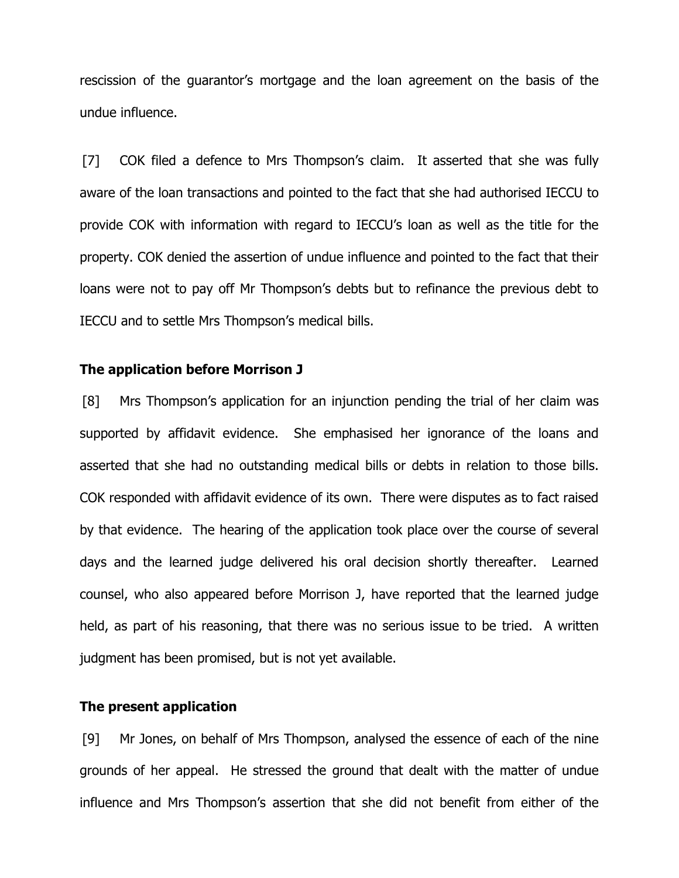rescission of the guarantor's mortgage and the loan agreement on the basis of the undue influence.

[7] COK filed a defence to Mrs Thompson's claim. It asserted that she was fully aware of the loan transactions and pointed to the fact that she had authorised IECCU to provide COK with information with regard to IECCU's loan as well as the title for the property. COK denied the assertion of undue influence and pointed to the fact that their loans were not to pay off Mr Thompson's debts but to refinance the previous debt to IECCU and to settle Mrs Thompson's medical bills.

## The application before Morrison J

[8] Mrs Thompson's application for an injunction pending the trial of her claim was supported by affidavit evidence. She emphasised her ignorance of the loans and asserted that she had no outstanding medical bills or debts in relation to those bills. COK responded with affidavit evidence of its own. There were disputes as to fact raised by that evidence. The hearing of the application took place over the course of several days and the learned judge delivered his oral decision shortly thereafter. Learned counsel, who also appeared before Morrison J, have reported that the learned judge held, as part of his reasoning, that there was no serious issue to be tried. A written judgment has been promised, but is not yet available.

## The present application

[9] Mr Jones, on behalf of Mrs Thompson, analysed the essence of each of the nine grounds of her appeal. He stressed the ground that dealt with the matter of undue influence and Mrs Thompson's assertion that she did not benefit from either of the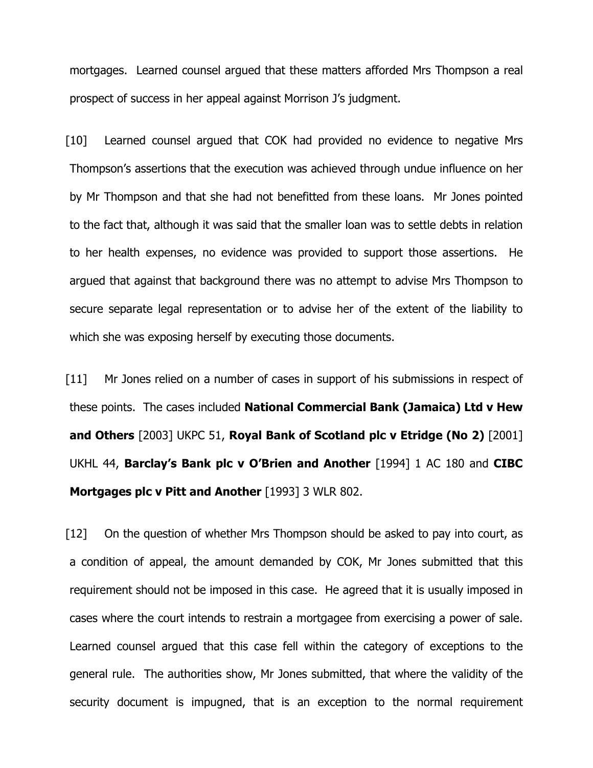mortgages. Learned counsel argued that these matters afforded Mrs Thompson a real prospect of success in her appeal against Morrison J's judgment.

[10] Learned counsel argued that COK had provided no evidence to negative Mrs Thompson's assertions that the execution was achieved through undue influence on her by Mr Thompson and that she had not benefitted from these loans. Mr Jones pointed to the fact that, although it was said that the smaller loan was to settle debts in relation to her health expenses, no evidence was provided to support those assertions. He argued that against that background there was no attempt to advise Mrs Thompson to secure separate legal representation or to advise her of the extent of the liability to which she was exposing herself by executing those documents.

[11] Mr Jones relied on a number of cases in support of his submissions in respect of these points. The cases included **National Commercial Bank (Jamaica) Ltd v Hew and Others** [2003] UKPC 51, **Royal Bank of Scotland plc v Etridge (No 2)** [2001] UKHL 44, **Barclay's Bank plc v O'Brien and Another** [1994] 1 AC 180 and **CIBC Mortgages plc v Pitt and Another** [1993] 3 WLR 802.

[12] On the question of whether Mrs Thompson should be asked to pay into court, as a condition of appeal, the amount demanded by COK, Mr Jones submitted that this requirement should not be imposed in this case. He agreed that it is usually imposed in cases where the court intends to restrain a mortgagee from exercising a power of sale. Learned counsel argued that this case fell within the category of exceptions to the general rule. The authorities show, Mr Jones submitted, that where the validity of the security document is impugned, that is an exception to the normal requirement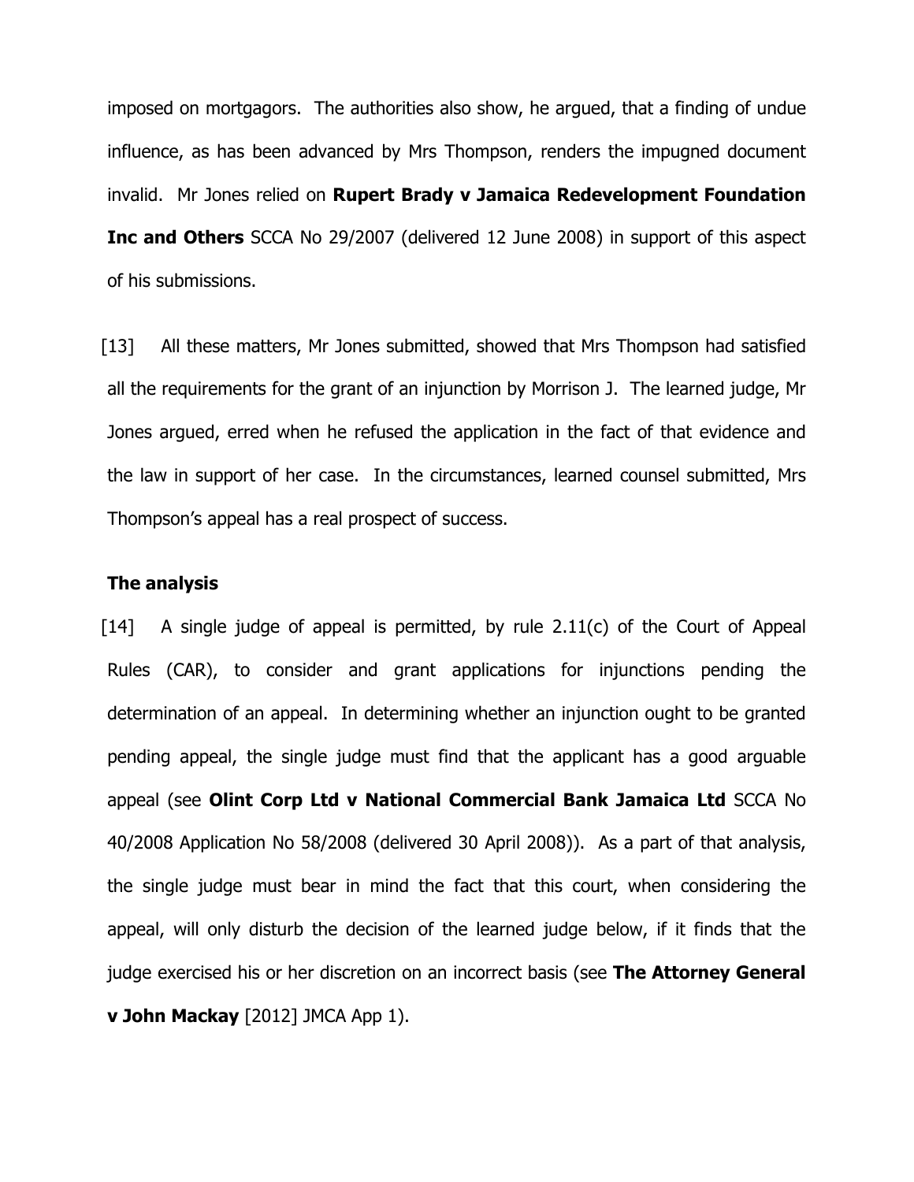imposed on mortgagors. The authorities also show, he argued, that a finding of undue influence, as has been advanced by Mrs Thompson, renders the impugned document invalid. Mr Jones relied on **Rupert Brady v Jamaica Redevelopment Foundation Inc and Others** SCCA No 29/2007 (delivered 12 June 2008) in support of this aspect of his submissions.

[13] All these matters, Mr Jones submitted, showed that Mrs Thompson had satisfied all the requirements for the grant of an injunction by Morrison J. The learned judge, Mr Jones argued, erred when he refused the application in the fact of that evidence and the law in support of her case. In the circumstances, learned counsel submitted, Mrs Thompson's appeal has a real prospect of success.

**The analysis**

[14] A single judge of appeal is permitted, by rule 2.11(c) of the Court of Appeal Rules (CAR), to consider and grant applications for injunctions pending the determination of an appeal. In determining whether an injunction ought to be granted pending appeal, the single judge must find that the applicant has a good arguable appeal (see **Olint Corp Ltd v National Commercial Bank Jamaica Ltd** SCCA No 40/2008 Application No 58/2008 (delivered 30 April 2008)). As a part of that analysis, the single judge must bear in mind the fact that this court, when considering the appeal, will only disturb the decision of the learned judge below, if it finds that the judge exercised his or her discretion on an incorrect basis (see **The Attorney General v John Mackay** [2012] JMCA App 1).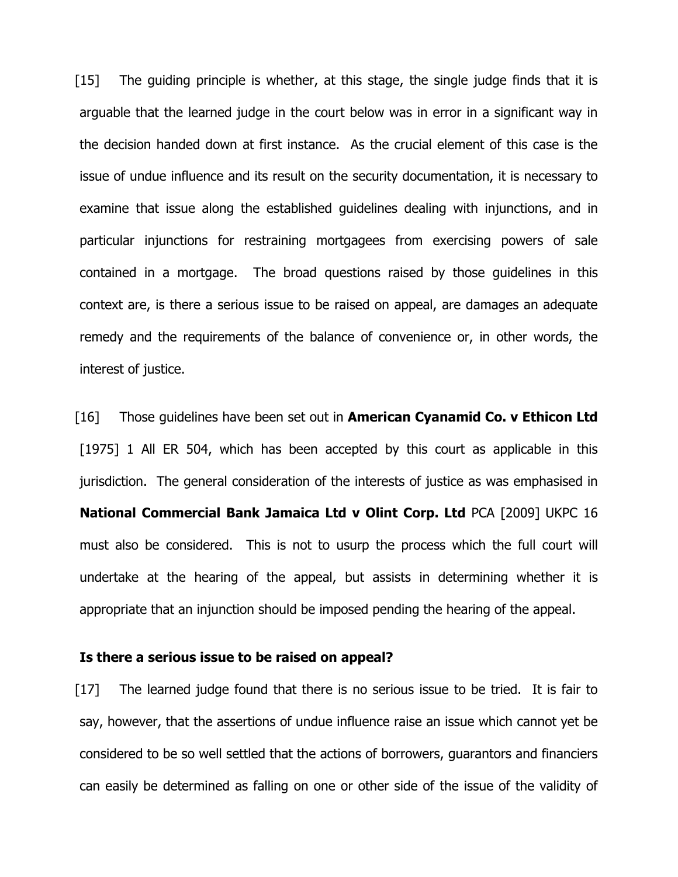[15] The guiding principle is whether, at this stage, the single judge finds that it is arguable that the learned judge in the court below was in error in a significant way in the decision handed down at first instance. As the crucial element of this case is the issue of undue influence and its result on the security documentation, it is necessary to examine that issue along the established guidelines dealing with injunctions, and in particular injunctions for restraining mortgagees from exercising powers of sale contained in a mortgage. The broad questions raised by those guidelines in this context are, is there a serious issue to be raised on appeal, are damages an adequate remedy and the requirements of the balance of convenience or, in other words, the interest of justice.

[16] Those guidelines have been set out in **American Cyanamid Co. v Ethicon Ltd** [1975] 1 All ER 504, which has been accepted by this court as applicable in this jurisdiction. The general consideration of the interests of justice as was emphasised in **National Commercial Bank Jamaica Ltd v Olint Corp. Ltd** PCA [2009] UKPC 16 must also be considered. This is not to usurp the process which the full court will undertake at the hearing of the appeal, but assists in determining whether it is appropriate that an injunction should be imposed pending the hearing of the appeal.

**Is there a serious issue to be raised on appeal?**

[17] The learned judge found that there is no serious issue to be tried. It is fair to say, however, that the assertions of undue influence raise an issue which cannot yet be considered to be so well settled that the actions of borrowers, guarantors and financiers can easily be determined as falling on one or other side of the issue of the validity of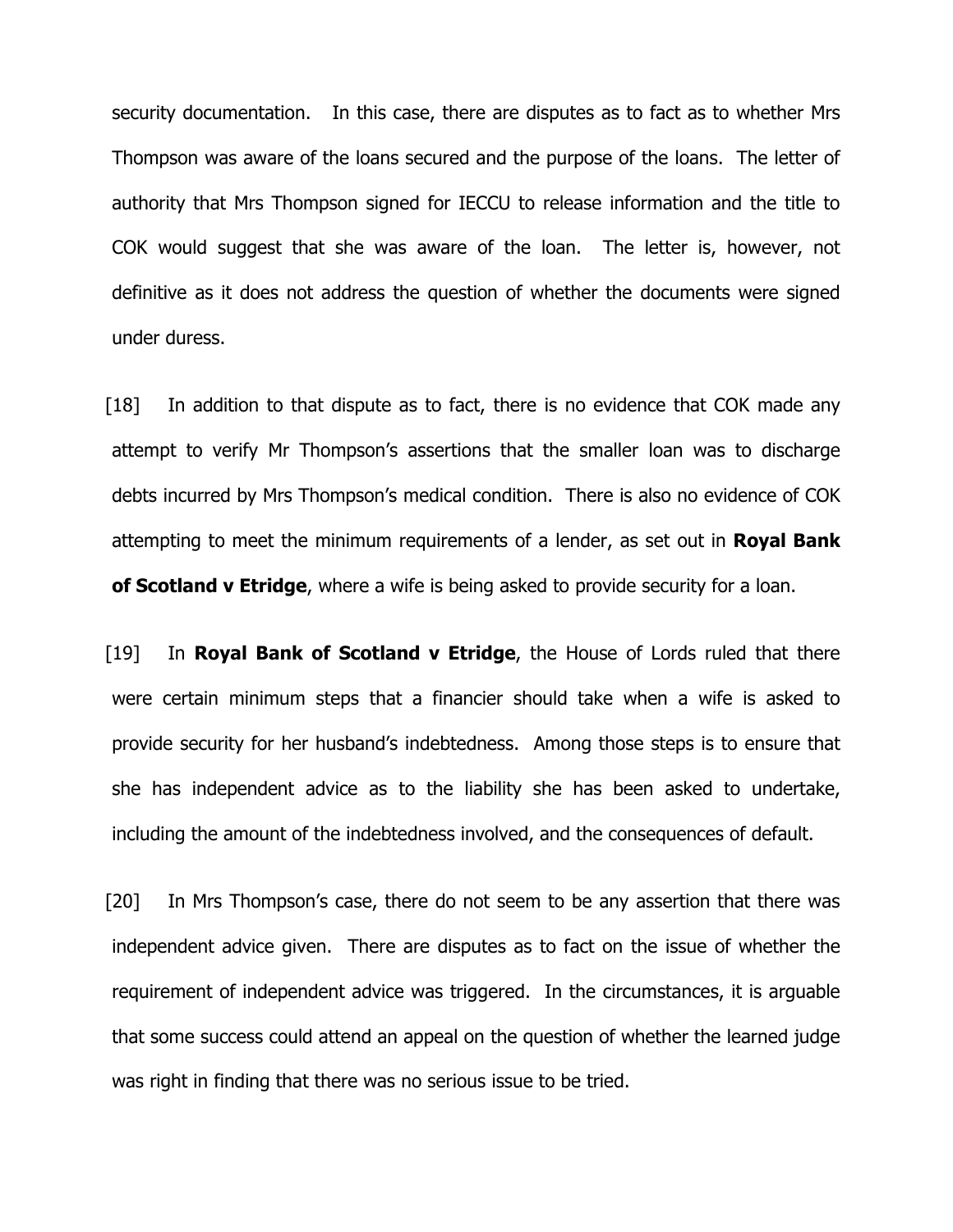security documentation. In this case, there are disputes as to fact as to whether Mrs Thompson was aware of the loans secured and the purpose of the loans. The letter of authority that Mrs Thompson signed for IECCU to release information and the title to COK would suggest that she was aware of the loan. The letter is, however, not definitive as it does not address the question of whether the documents were signed under duress.

[18] In addition to that dispute as to fact, there is no evidence that COK made any attempt to verify Mr Thompson's assertions that the smaller loan was to discharge debts incurred by Mrs Thompson's medical condition. There is also no evidence of COK attempting to meet the minimum requirements of a lender, as set out in **Royal Bank of Scotland v Etridge**, where a wife is being asked to provide security for a loan.

[19] In **Royal Bank of Scotland v Etridge**, the House of Lords ruled that there were certain minimum steps that a financier should take when a wife is asked to provide security for her husband's indebtedness. Among those steps is to ensure that she has independent advice as to the liability she has been asked to undertake, including the amount of the indebtedness involved, and the consequences of default.

[20] In Mrs Thompson's case, there do not seem to be any assertion that there was independent advice given. There are disputes as to fact on the issue of whether the requirement of independent advice was triggered. In the circumstances, it is arguable that some success could attend an appeal on the question of whether the learned judge was right in finding that there was no serious issue to be tried.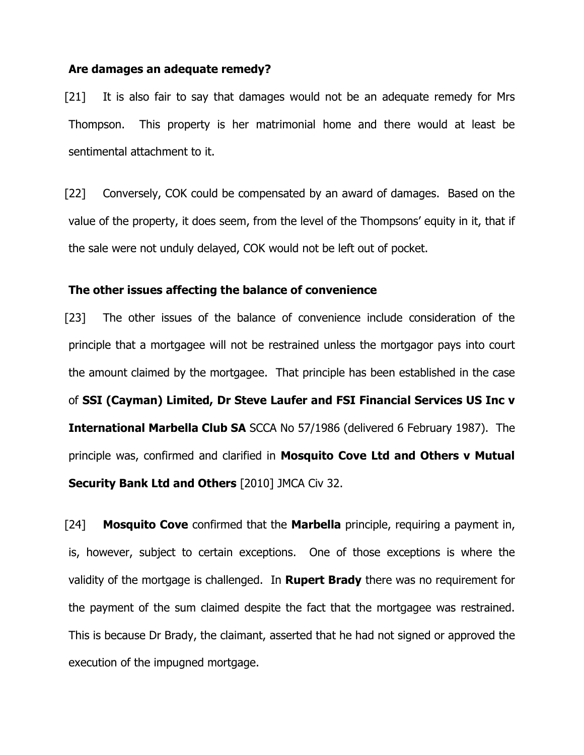**Are damages an adequate remedy?**

[21] It is also fair to say that damages would not be an adequate remedy for Mrs Thompson. This property is her matrimonial home and there would at least be sentimental attachment to it.

[22] Conversely, COK could be compensated by an award of damages. Based on the value of the property, it does seem, from the level of the Thompsons' equity in it, that if the sale were not unduly delayed, COK would not be left out of pocket.

**The other issues affecting the balance of convenience**

[23] The other issues of the balance of convenience include consideration of the principle that a mortgagee will not be restrained unless the mortgagor pays into court the amount claimed by the mortgagee. That principle has been established in the case of **SSI (Cayman) Limited, Dr Steve Laufer and FSI Financial Services US Inc v International Marbella Club SA** SCCA No 57/1986 (delivered 6 February 1987). The principle was, confirmed and clarified in **Mosquito Cove Ltd and Others v Mutual Security Bank Ltd and Others** [2010] JMCA Civ 32.

[24] **Mosquito Cove** confirmed that the **Marbella** principle, requiring a payment in, is, however, subject to certain exceptions. One of those exceptions is where the validity of the mortgage is challenged. In **Rupert Brady** there was no requirement for the payment of the sum claimed despite the fact that the mortgagee was restrained. This is because Dr Brady, the claimant, asserted that he had not signed or approved the execution of the impugned mortgage.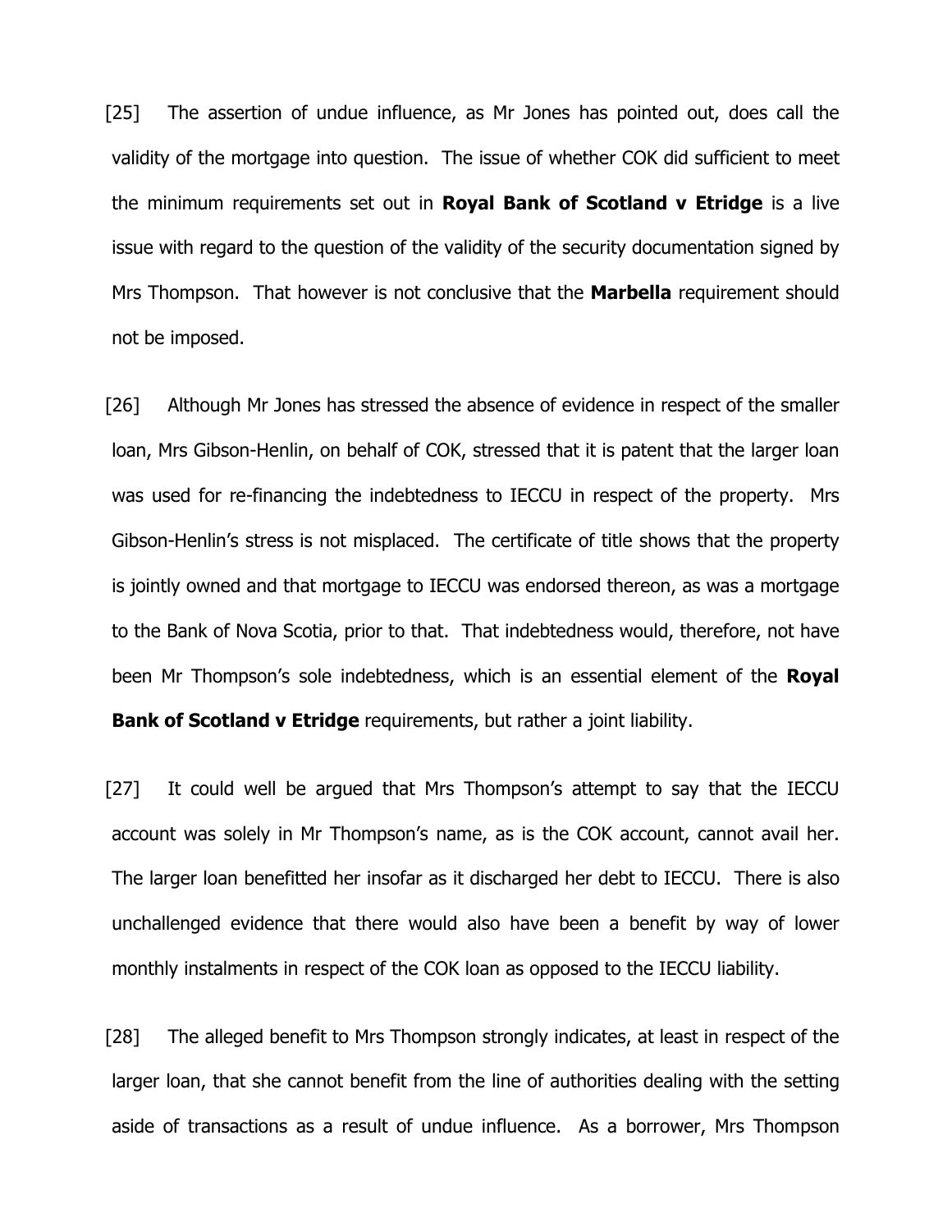[25] The assertion of undue influence, as Mr Jones has pointed out, does call the validity of the mortgage into question. The issue of whether COK did sufficient to meet the minimum requirements set out in **Royal Bank of Scotland v Etridge** is a live issue with regard to the question of the validity of the security documentation signed by Mrs Thompson. That however is not conclusive that the **Marbella** requirement should not be imposed.

[26] Although Mr Jones has stressed the absence of evidence in respect of the smaller loan, Mrs Gibson-Henlin, on behalf of COK, stressed that it is patent that the larger loan was used for re-financing the indebtedness to IECCU in respect of the property. Mrs Gibson-Henlin's stress is not misplaced. The certificate of title shows that the property is jointly owned and that mortgage to IECCU was endorsed thereon, as was a mortgage to the Bank of Nova Scotia, prior to that. That indebtedness would, therefore, not have been Mr Thompson's sole indebtedness, which is an essential element of the **Royal Bank of Scotland v Etridge** requirements, but rather a joint liability.

[27] It could well be argued that Mrs Thompson's attempt to say that the IECCU account was solely in Mr Thompson's name, as is the COK account, cannot avail her. The larger loan benefitted her insofar as it discharged her debt to IECCU. There is also unchallenged evidence that there would also have been a benefit by way of lower monthly instalments in respect of the COK loan as opposed to the IECCU liability.

[28] The alleged benefit to Mrs Thompson strongly indicates, at least in respect of the larger loan, that she cannot benefit from the line of authorities dealing with the setting aside of transactions as a result of undue influence. As a borrower, Mrs Thompson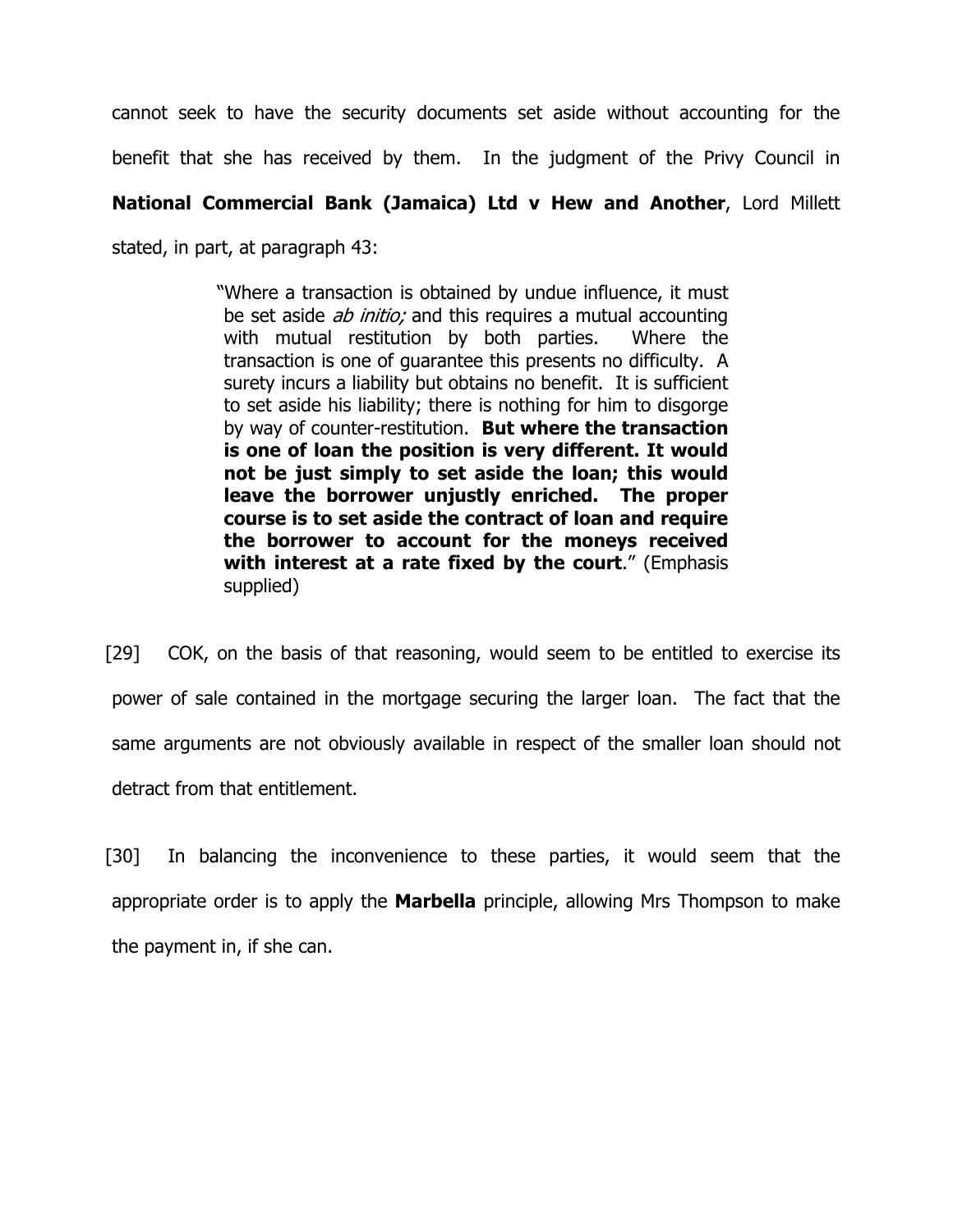cannot seek to have the security documents set aside without accounting for the benefit that she has received by them. In the judgment of the Privy Council in **National Commercial Bank (Jamaica) Ltd v Hew and Another**, Lord Millett stated, in part, at paragraph 43:

> "Where a transaction is obtained by undue influence, it must be set aside *ab initio;* and this requires a mutual accounting with mutual restitution by both parties. Where the transaction is one of guarantee this presents no difficulty. A surety incurs a liability but obtains no benefit. It is sufficient to set aside his liability; there is nothing for him to disgorge by way of counter-restitution. **But where the transaction is one of loan the position is very different. It would not be just simply to set aside the loan; this would leave the borrower unjustly enriched. The proper course is to set aside the contract of loan and require the borrower to account for the moneys received with interest at a rate fixed by the court**." (Emphasis supplied)

[29] COK, on the basis of that reasoning, would seem to be entitled to exercise its power of sale contained in the mortgage securing the larger loan. The fact that the same arguments are not obviously available in respect of the smaller loan should not detract from that entitlement.

[30] In balancing the inconvenience to these parties, it would seem that the appropriate order is to apply the **Marbella** principle, allowing Mrs Thompson to make the payment in, if she can.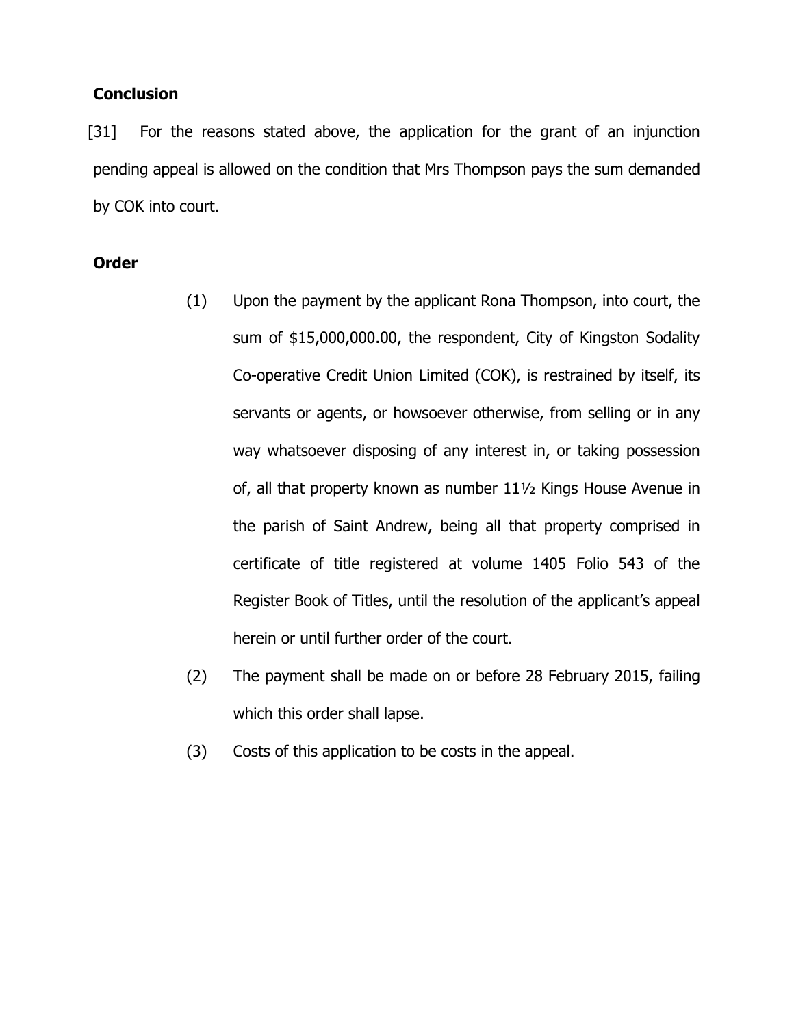## Conclusion

[31] For the reasons stated above, the application for the grant of an injunction pending appeal is allowed on the condition that Mrs Thompson pays the sum demanded by COK into court.

## Order

(1) Upon the payment by the applicant Rona Thompson, into court, the sum of $15,000,000.00, the respondent, City of Kingston Sodality Co-operative Credit Union Limited (COK), is restrained by itself, its servants or agents, or howsoever otherwise, from selling or in any way whatsoever disposing of any interest in, or taking possession of, all that property known as number 11½ Kings House Avenue in the parish of Saint Andrew, being all that property comprised in certificate of title registered at volume 1405 Folio 543 of the Register Book of Titles, until the resolution of the applicant's appeal herein or until further order of the court.

(2) The payment shall be made on or before 28 February 2015, failing which this order shall lapse.

(3) Costs of this application to be costs in the appeal.